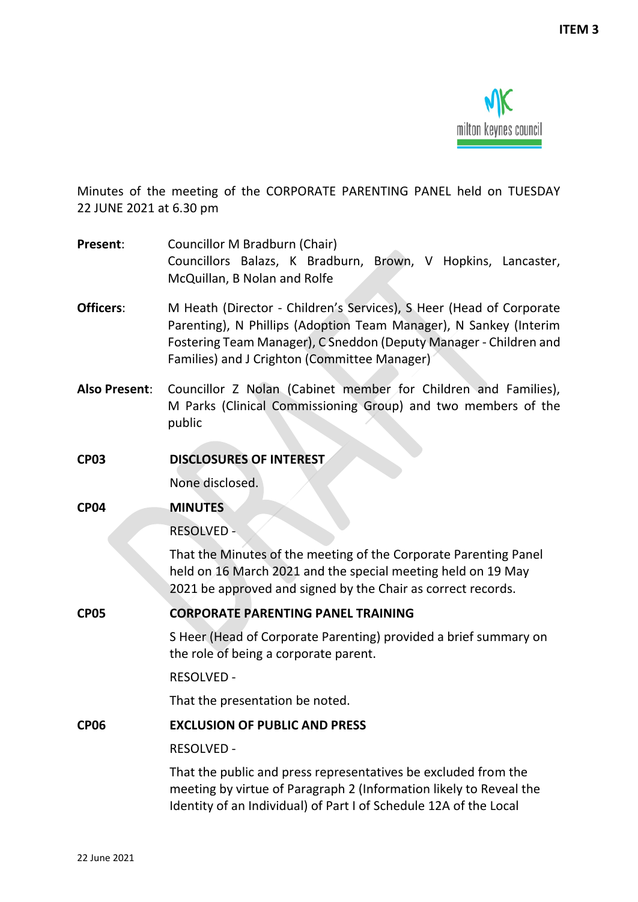ITEM 3

Minutes of the meeting of the CORPORATE PARENTING PANEL held on TUESDAY 22 JUNE 2021 at 6.30 pm

**Present**: Councillor M Bradburn (Chair)
Councillors Balazs, K Bradburn, Brown, V Hopkins, Lancaster, McQuillan, B Nolan and Rolfe

**Officers**: M Heath (Director - Children's Services), S Heer (Head of Corporate Parenting), N Phillips (Adoption Team Manager), N Sankey (Interim Fostering Team Manager), C Sneddon (Deputy Manager - Children and Families) and J Crighton (Committee Manager)

**Also Present**: Councillor Z Nolan (Cabinet member for Children and Families), M Parks (Clinical Commissioning Group) and two members of the public

**CP03 DISCLOSURES OF INTEREST**

None disclosed.

**CP04 MINUTES**

RESOLVED -

That the Minutes of the meeting of the Corporate Parenting Panel held on 16 March 2021 and the special meeting held on 19 May 2021 be approved and signed by the Chair as correct records.

**CP05 CORPORATE PARENTING PANEL TRAINING**

S Heer (Head of Corporate Parenting) provided a brief summary on the role of being a corporate parent.

RESOLVED -

That the presentation be noted.

**CP06 EXCLUSION OF PUBLIC AND PRESS**

RESOLVED -

That the public and press representatives be excluded from the meeting by virtue of Paragraph 2 (Information likely to Reveal the Identity of an Individual) of Part I of Schedule 12A of the Local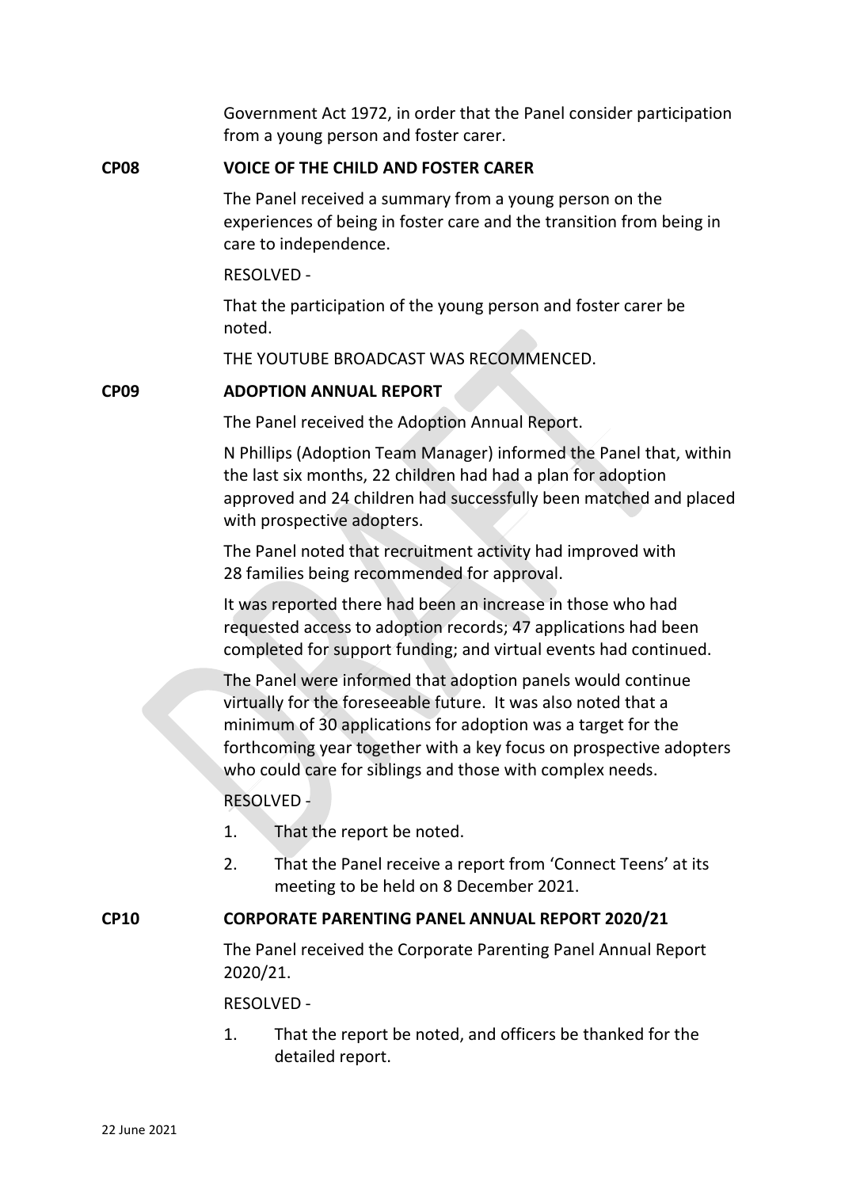Government Act 1972, in order that the Panel consider participation from a young person and foster carer.

## CP08 VOICE OF THE CHILD AND FOSTER CARER

The Panel received a summary from a young person on the experiences of being in foster care and the transition from being in care to independence.

RESOLVED -

That the participation of the young person and foster carer be noted.

THE YOUTUBE BROADCAST WAS RECOMMENCED.

## CP09 ADOPTION ANNUAL REPORT

The Panel received the Adoption Annual Report.

N Phillips (Adoption Team Manager) informed the Panel that, within the last six months, 22 children had had a plan for adoption approved and 24 children had successfully been matched and placed with prospective adopters.

The Panel noted that recruitment activity had improved with 28 families being recommended for approval.

It was reported there had been an increase in those who had requested access to adoption records; 47 applications had been completed for support funding; and virtual events had continued.

The Panel were informed that adoption panels would continue virtually for the foreseeable future. It was also noted that a minimum of 30 applications for adoption was a target for the forthcoming year together with a key focus on prospective adopters who could care for siblings and those with complex needs.

RESOLVED -

1. That the report be noted.
2. That the Panel receive a report from 'Connect Teens' at its meeting to be held on 8 December 2021.

## CP10 CORPORATE PARENTING PANEL ANNUAL REPORT 2020/21

The Panel received the Corporate Parenting Panel Annual Report 2020/21.

RESOLVED -

1. That the report be noted, and officers be thanked for the detailed report.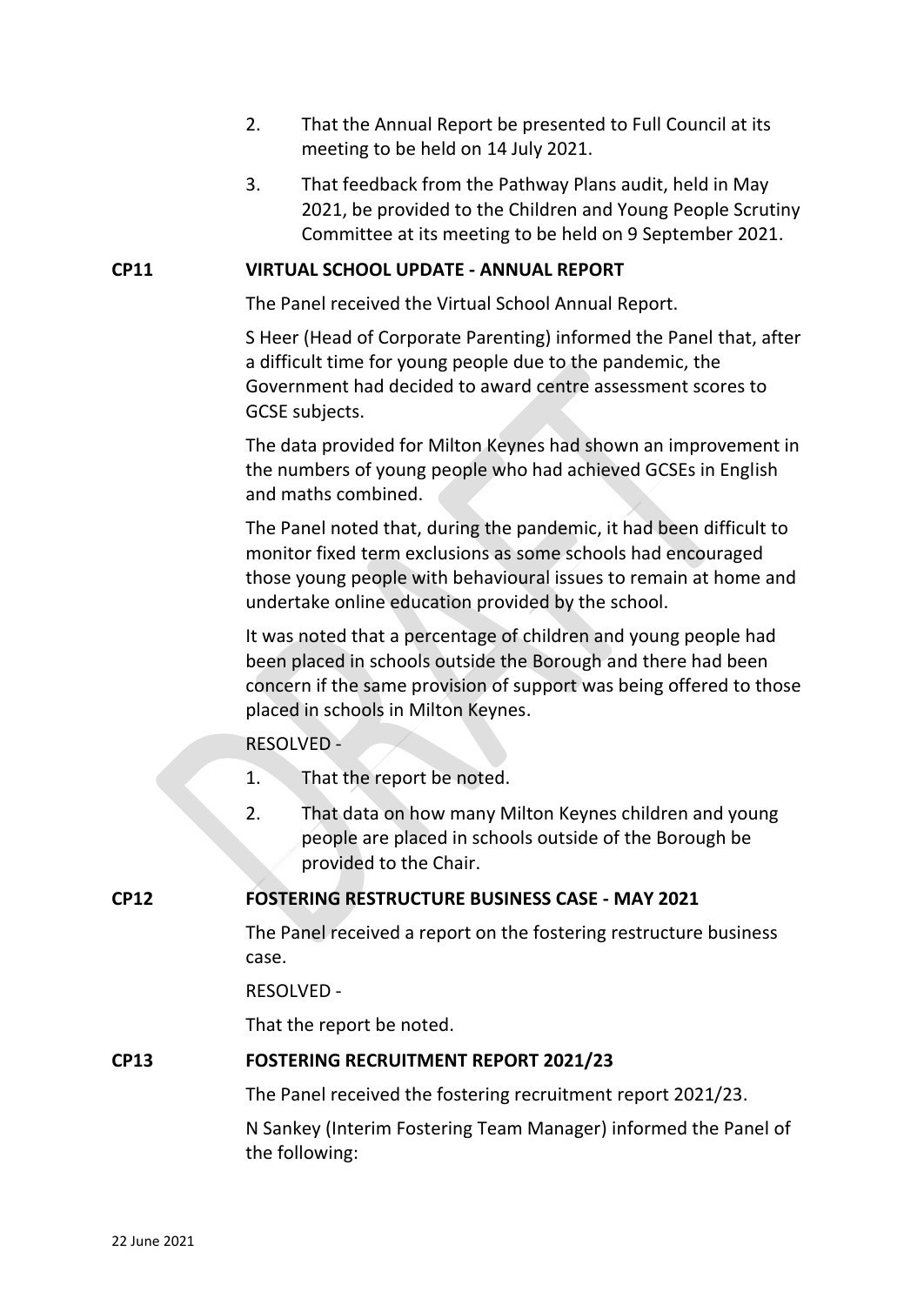2. That the Annual Report be presented to Full Council at its meeting to be held on 14 July 2021.

3. That feedback from the Pathway Plans audit, held in May 2021, be provided to the Children and Young People Scrutiny Committee at its meeting to be held on 9 September 2021.

**CP11 VIRTUAL SCHOOL UPDATE - ANNUAL REPORT**

The Panel received the Virtual School Annual Report.

S Heer (Head of Corporate Parenting) informed the Panel that, after a difficult time for young people due to the pandemic, the Government had decided to award centre assessment scores to GCSE subjects.

The data provided for Milton Keynes had shown an improvement in the numbers of young people who had achieved GCSEs in English and maths combined.

The Panel noted that, during the pandemic, it had been difficult to monitor fixed term exclusions as some schools had encouraged those young people with behavioural issues to remain at home and undertake online education provided by the school.

It was noted that a percentage of children and young people had been placed in schools outside the Borough and there had been concern if the same provision of support was being offered to those placed in schools in Milton Keynes.

RESOLVED -

1. That the report be noted.

2. That data on how many Milton Keynes children and young people are placed in schools outside of the Borough be provided to the Chair.

**CP12 FOSTERING RESTRUCTURE BUSINESS CASE - MAY 2021**

The Panel received a report on the fostering restructure business case.

RESOLVED -

That the report be noted.

**CP13 FOSTERING RECRUITMENT REPORT 2021/23**

The Panel received the fostering recruitment report 2021/23.

N Sankey (Interim Fostering Team Manager) informed the Panel of the following: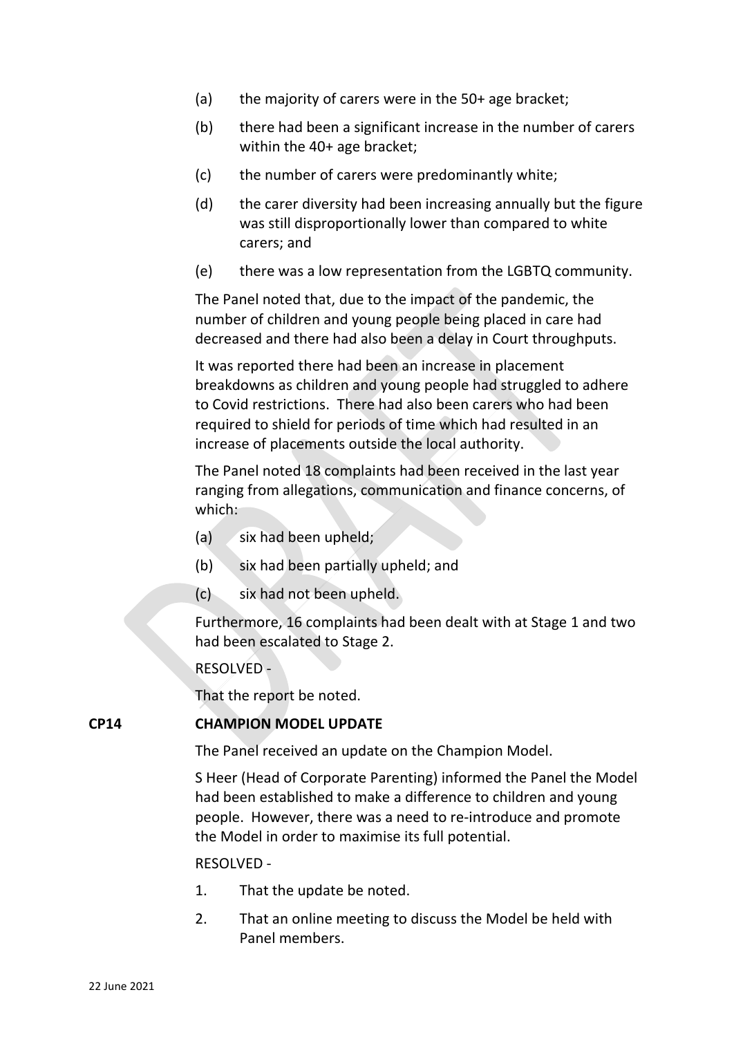(a) the majority of carers were in the 50+ age bracket;

(b) there had been a significant increase in the number of carers within the 40+ age bracket;

(c) the number of carers were predominantly white;

(d) the carer diversity had been increasing annually but the figure was still disproportionally lower than compared to white carers; and

(e) there was a low representation from the LGBTQ community.

The Panel noted that, due to the impact of the pandemic, the number of children and young people being placed in care had decreased and there had also been a delay in Court throughputs.

It was reported there had been an increase in placement breakdowns as children and young people had struggled to adhere to Covid restrictions. There had also been carers who had been required to shield for periods of time which had resulted in an increase of placements outside the local authority.

The Panel noted 18 complaints had been received in the last year ranging from allegations, communication and finance concerns, of which:

(a) six had been upheld;

(b) six had been partially upheld; and

(c) six had not been upheld.

Furthermore, 16 complaints had been dealt with at Stage 1 and two had been escalated to Stage 2.

RESOLVED -

That the report be noted.

## CP14 CHAMPION MODEL UPDATE

The Panel received an update on the Champion Model.

S Heer (Head of Corporate Parenting) informed the Panel the Model had been established to make a difference to children and young people. However, there was a need to re-introduce and promote the Model in order to maximise its full potential.

RESOLVED -

1. That the update be noted.
2. That an online meeting to discuss the Model be held with Panel members.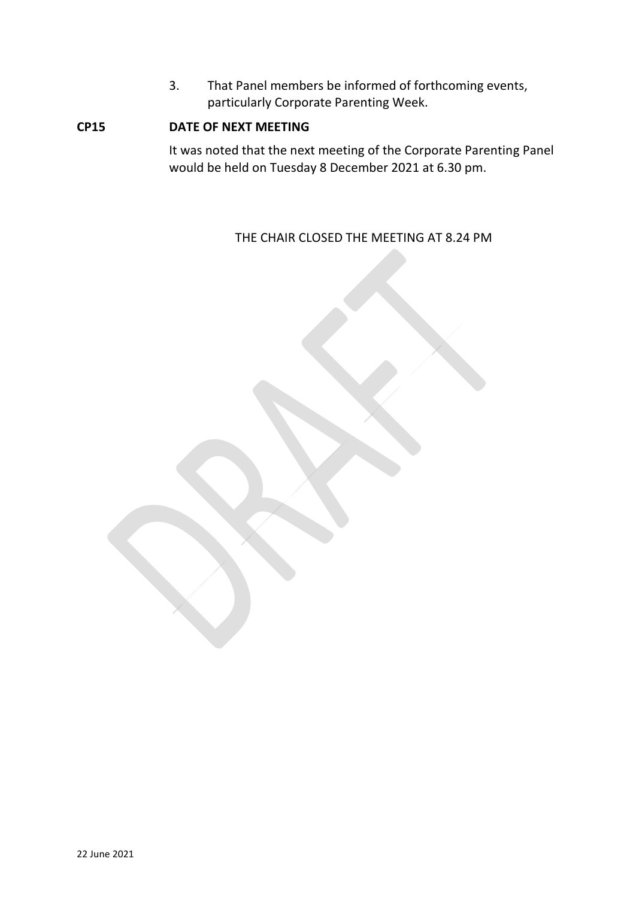3. That Panel members be informed of forthcoming events, particularly Corporate Parenting Week.

**CP15 DATE OF NEXT MEETING**

It was noted that the next meeting of the Corporate Parenting Panel would be held on Tuesday 8 December 2021 at 6.30 pm.

THE CHAIR CLOSED THE MEETING AT 8.24 PM